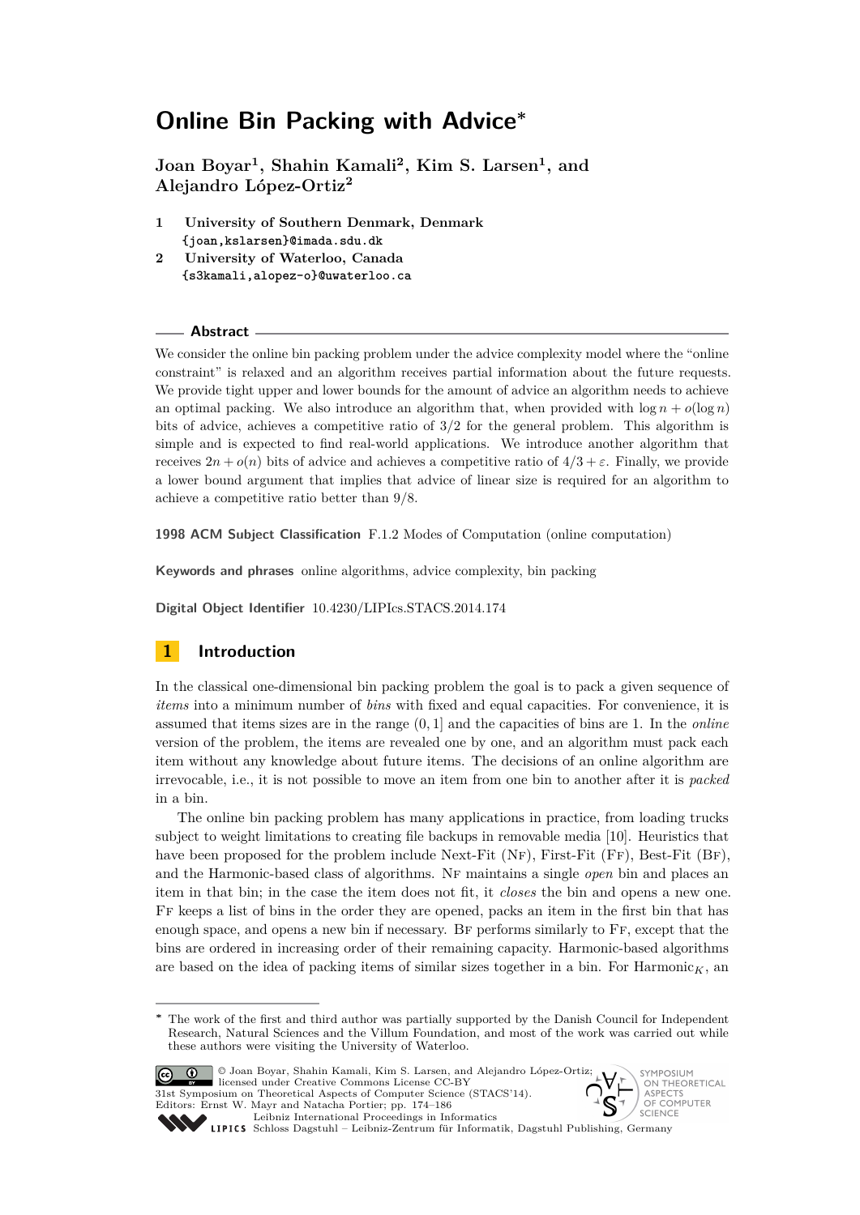# Online Bin Packing with Advice*

**Joan Boyar[1], Shahin Kamali[2], Kim S. Larsen[1], and Alejandro López-Ortiz[2]**

1 **University of Southern Denmark, Denmark**
{joan,kslarsen}@imada.sdu.dk

2 **University of Waterloo, Canada**
{s3kamali,alopez-o}@uwaterloo.ca

## Abstract

We consider the online bin packing problem under the advice complexity model where the "online constraint" is relaxed and an algorithm receives partial information about the future requests. We provide tight upper and lower bounds for the amount of advice an algorithm needs to achieve an optimal packing. We also introduce an algorithm that, when provided with $\log n + o(\log n)$ bits of advice, achieves a competitive ratio of $3/2$ for the general problem. This algorithm is simple and is expected to find real-world applications. We introduce another algorithm that receives $2n + o(n)$ bits of advice and achieves a competitive ratio of $4/3 + \varepsilon$. Finally, we provide a lower bound argument that implies that advice of linear size is required for an algorithm to achieve a competitive ratio better than $9/8$.

**1998 ACM Subject Classification** F.1.2 Modes of Computation (online computation)

**Keywords and phrases** online algorithms, advice complexity, bin packing

**Digital Object Identifier** 10.4230/LIPIcs.STACS.2014.174

## 1 Introduction

In the classical one-dimensional bin packing problem the goal is to pack a given sequence of *items* into a minimum number of *bins* with fixed and equal capacities. For convenience, it is assumed that items sizes are in the range $(0, 1]$ and the capacities of bins are 1. In the *online* version of the problem, the items are revealed one by one, and an algorithm must pack each item without any knowledge about future items. The decisions of an online algorithm are irrevocable, i.e., it is not possible to move an item from one bin to another after it is *packed* in a bin.

The online bin packing problem has many applications in practice, from loading trucks subject to weight limitations to creating file backups in removable media [10]. Heuristics that have been proposed for the problem include Next-Fit (NF), First-Fit (FF), Best-Fit (BF), and the Harmonic-based class of algorithms. NF maintains a single *open* bin and places an item in that bin; in the case the item does not fit, it *closes* the bin and opens a new one. FF keeps a list of bins in the order they are opened, packs an item in the first bin that has enough space, and opens a new bin if necessary. BF performs similarly to FF, except that the bins are ordered in increasing order of their remaining capacity. Harmonic-based algorithms are based on the idea of packing items of similar sizes together in a bin. For Harmonic$_K$, an

* The work of the first and third author was partially supported by the Danish Council for Independent Research, Natural Sciences and the Villum Foundation, and most of the work was carried out while these authors were visiting the University of Waterloo.

© Joan Boyar, Shahin Kamali, Kim S. Larsen, and Alejandro López-Ortiz; licensed under Creative Commons License CC-BY
31st Symposium on Theoretical Aspects of Computer Science (STACS'14).
Editors: Ernst W. Mayr and Natacha Portier; pp. 174–186
Leibniz International Proceedings in Informatics
Schloss Dagstuhl – Leibniz-Zentrum für Informatik, Dagstuhl Publishing, Germany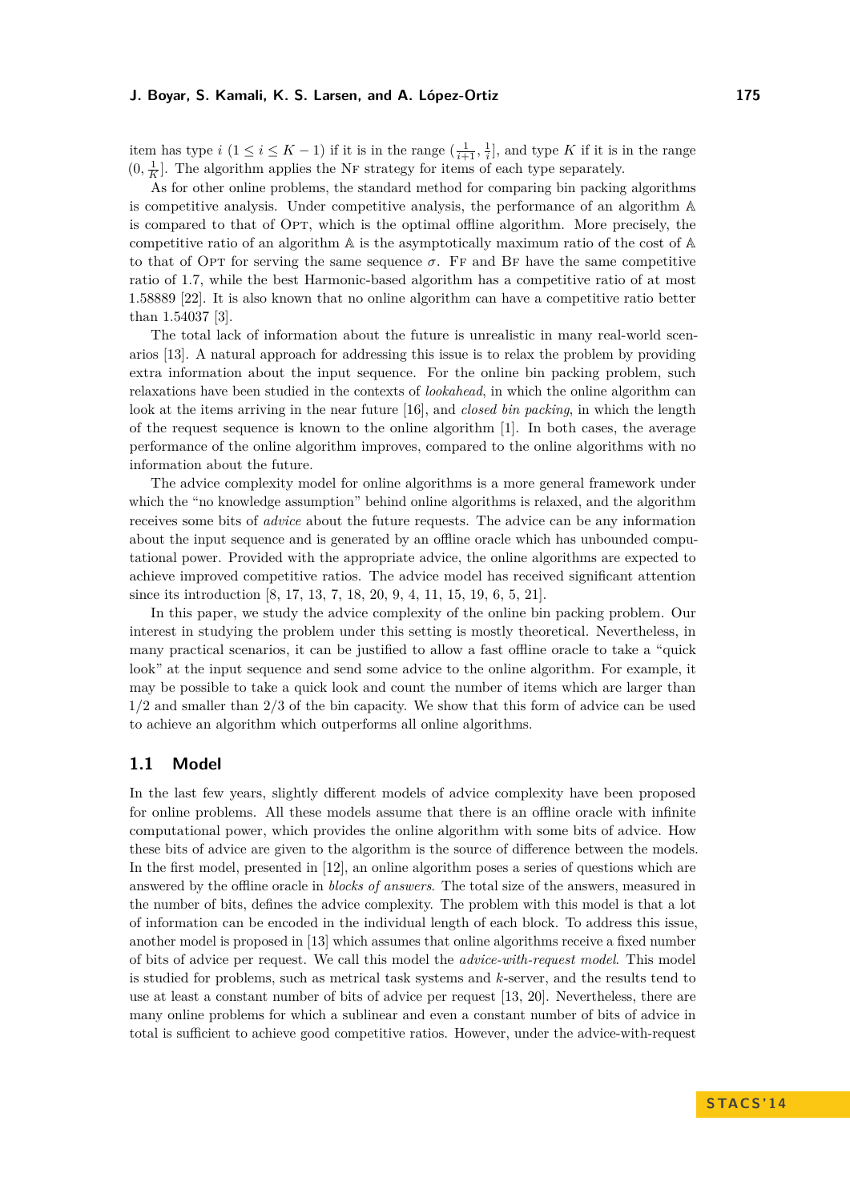item has type $i$ ($1 \le i \le K-1$) if it is in the range $(\frac{1}{i+1}, \frac{1}{i}]$, and type $K$ if it is in the range $(0, \frac{1}{K}]$. The algorithm applies the NF strategy for items of each type separately.

As for other online problems, the standard method for comparing bin packing algorithms is competitive analysis. Under competitive analysis, the performance of an algorithm $\mathbb{A}$ is compared to that of OPT, which is the optimal offline algorithm. More precisely, the competitive ratio of an algorithm $\mathbb{A}$ is the asymptotically maximum ratio of the cost of $\mathbb{A}$ to that of OPT for serving the same sequence $\sigma$. FF and BF have the same competitive ratio of 1.7, while the best Harmonic-based algorithm has a competitive ratio of at most 1.58889 [22]. It is also known that no online algorithm can have a competitive ratio better than 1.54037 [3].

The total lack of information about the future is unrealistic in many real-world scenarios [13]. A natural approach for addressing this issue is to relax the problem by providing extra information about the input sequence. For the online bin packing problem, such relaxations have been studied in the contexts of *lookahead*, in which the online algorithm can look at the items arriving in the near future [16], and *closed bin packing*, in which the length of the request sequence is known to the online algorithm [1]. In both cases, the average performance of the online algorithm improves, compared to the online algorithms with no information about the future.

The advice complexity model for online algorithms is a more general framework under which the "no knowledge assumption" behind online algorithms is relaxed, and the algorithm receives some bits of *advice* about the future requests. The advice can be any information about the input sequence and is generated by an offline oracle which has unbounded computational power. Provided with the appropriate advice, the online algorithms are expected to achieve improved competitive ratios. The advice model has received significant attention since its introduction [8, 17, 13, 7, 18, 20, 9, 4, 11, 15, 19, 6, 5, 21].

In this paper, we study the advice complexity of the online bin packing problem. Our interest in studying the problem under this setting is mostly theoretical. Nevertheless, in many practical scenarios, it can be justified to allow a fast offline oracle to take a "quick look" at the input sequence and send some advice to the online algorithm. For example, it may be possible to take a quick look and count the number of items which are larger than 1/2 and smaller than 2/3 of the bin capacity. We show that this form of advice can be used to achieve an algorithm which outperforms all online algorithms.

## 1.1 Model

In the last few years, slightly different models of advice complexity have been proposed for online problems. All these models assume that there is an offline oracle with infinite computational power, which provides the online algorithm with some bits of advice. How these bits of advice are given to the algorithm is the source of difference between the models. In the first model, presented in [12], an online algorithm poses a series of questions which are answered by the offline oracle in *blocks of answers*. The total size of the answers, measured in the number of bits, defines the advice complexity. The problem with this model is that a lot of information can be encoded in the individual length of each block. To address this issue, another model is proposed in [13] which assumes that online algorithms receive a fixed number of bits of advice per request. We call this model the *advice-with-request model*. This model is studied for problems, such as metrical task systems and $k$-server, and the results tend to use at least a constant number of bits of advice per request [13, 20]. Nevertheless, there are many online problems for which a sublinear and even a constant number of bits of advice in total is sufficient to achieve good competitive ratios. However, under the advice-with-request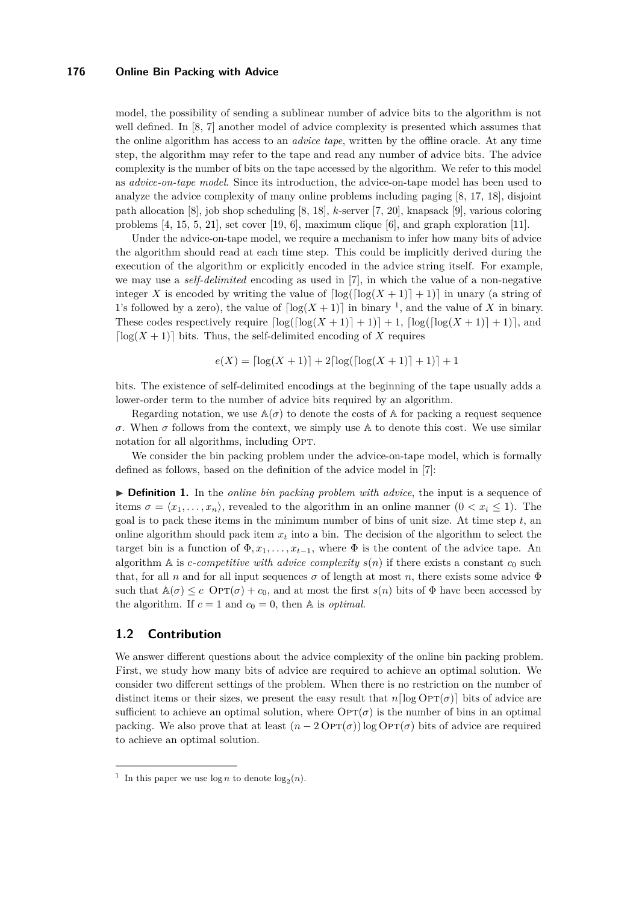model, the possibility of sending a sublinear number of advice bits to the algorithm is not well defined. In [8, 7] another model of advice complexity is presented which assumes that the online algorithm has access to an *advice tape*, written by the offline oracle. At any time step, the algorithm may refer to the tape and read any number of advice bits. The advice complexity is the number of bits on the tape accessed by the algorithm. We refer to this model as *advice-on-tape model*. Since its introduction, the advice-on-tape model has been used to analyze the advice complexity of many online problems including paging [8, 17, 18], disjoint path allocation [8], job shop scheduling [8, 18], $k$-server [7, 20], knapsack [9], various coloring problems [4, 15, 5, 21], set cover [19, 6], maximum clique [6], and graph exploration [11].

Under the advice-on-tape model, we require a mechanism to infer how many bits of advice the algorithm should read at each time step. This could be implicitly derived during the execution of the algorithm or explicitly encoded in the advice string itself. For example, we may use a *self-delimited* encoding as used in [7], in which the value of a non-negative integer $X$ is encoded by writing the value of $\lceil \log(\lceil \log(X+1) \rceil + 1) \rceil$ in unary (a string of 1's followed by a zero), the value of $\lceil \log(X+1) \rceil$ in binary [1], and the value of $X$ in binary. These codes respectively require $\lceil \log(\lceil \log(X+1) \rceil + 1) \rceil + 1$, $\lceil \log(\lceil \log(X+1) \rceil + 1) \rceil$, and $\lceil \log(X+1) \rceil$ bits. Thus, the self-delimited encoding of $X$ requires

$$e(X) = \lceil \log(X+1) \rceil + 2\lceil \log(\lceil \log(X+1) \rceil + 1) \rceil + 1$$

bits. The existence of self-delimited encodings at the beginning of the tape usually adds a lower-order term to the number of advice bits required by an algorithm.

Regarding notation, we use $\mathbb{A}(\sigma)$ to denote the costs of $\mathbb{A}$ for packing a request sequence $\sigma$. When $\sigma$ follows from the context, we simply use $\mathbb{A}$ to denote this cost. We use similar notation for all algorithms, including OPT.

We consider the bin packing problem under the advice-on-tape model, which is formally defined as follows, based on the definition of the advice model in [7]:

▶ **Definition 1.** In the *online bin packing problem with advice*, the input is a sequence of items $\sigma = \langle x_1, \ldots, x_n \rangle$, revealed to the algorithm in an online manner ($0 < x_i \leq 1$). The goal is to pack these items in the minimum number of bins of unit size. At time step $t$, an online algorithm should pack item $x_t$ into a bin. The decision of the algorithm to select the target bin is a function of $\Phi, x_1, \ldots, x_{t-1}$, where $\Phi$ is the content of the advice tape. An algorithm $\mathbb{A}$ is *$c$-competitive with advice complexity $s(n)$* if there exists a constant $c_0$ such that, for all $n$ and for all input sequences $\sigma$ of length at most $n$, there exists some advice $\Phi$ such that $\mathbb{A}(\sigma) \leq c\ \text{OPT}(\sigma) + c_0$, and at most the first $s(n)$ bits of $\Phi$ have been accessed by the algorithm. If $c = 1$ and $c_0 = 0$, then $\mathbb{A}$ is *optimal*.

## 1.2 Contribution

We answer different questions about the advice complexity of the online bin packing problem. First, we study how many bits of advice are required to achieve an optimal solution. We consider two different settings of the problem. When there is no restriction on the number of distinct items or their sizes, we present the easy result that $n\lceil \log \text{OPT}(\sigma) \rceil$ bits of advice are sufficient to achieve an optimal solution, where $\text{OPT}(\sigma)$ is the number of bins in an optimal packing. We also prove that at least $(n - 2\,\text{OPT}(\sigma)) \log \text{OPT}(\sigma)$ bits of advice are required to achieve an optimal solution.

---

[1] In this paper we use $\log n$ to denote $\log_2(n)$.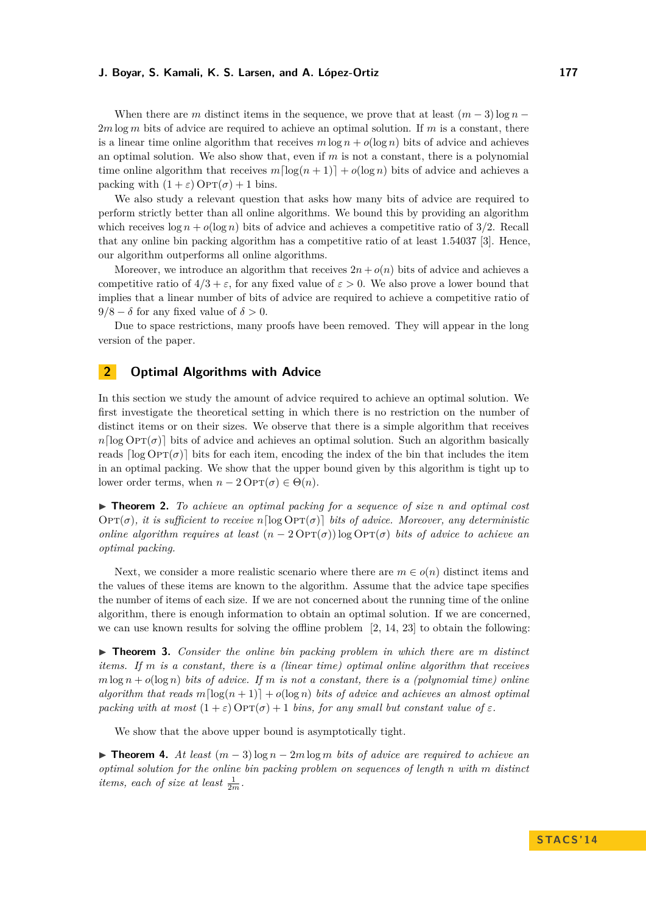When there are $m$ distinct items in the sequence, we prove that at least $(m-3)\log n - 2m\log m$ bits of advice are required to achieve an optimal solution. If $m$ is a constant, there is a linear time online algorithm that receives $m\log n + o(\log n)$ bits of advice and achieves an optimal solution. We also show that, even if $m$ is not a constant, there is a polynomial time online algorithm that receives $m\lceil\log(n+1)\rceil + o(\log n)$ bits of advice and achieves a packing with $(1+\varepsilon)\,\textsc{Opt}(\sigma)+1$ bins.

We also study a relevant question that asks how many bits of advice are required to perform strictly better than all online algorithms. We bound this by providing an algorithm which receives $\log n + o(\log n)$ bits of advice and achieves a competitive ratio of $3/2$. Recall that any online bin packing algorithm has a competitive ratio of at least 1.54037 [3]. Hence, our algorithm outperforms all online algorithms.

Moreover, we introduce an algorithm that receives $2n + o(n)$ bits of advice and achieves a competitive ratio of $4/3+\varepsilon$, for any fixed value of $\varepsilon > 0$. We also prove a lower bound that implies that a linear number of bits of advice are required to achieve a competitive ratio of $9/8 - \delta$ for any fixed value of $\delta > 0$.

Due to space restrictions, many proofs have been removed. They will appear in the long version of the paper.

## 2 Optimal Algorithms with Advice

In this section we study the amount of advice required to achieve an optimal solution. We first investigate the theoretical setting in which there is no restriction on the number of distinct items or on their sizes. We observe that there is a simple algorithm that receives $n\lceil\log \textsc{Opt}(\sigma)\rceil$ bits of advice and achieves an optimal solution. Such an algorithm basically reads $\lceil\log \textsc{Opt}(\sigma)\rceil$ bits for each item, encoding the index of the bin that includes the item in an optimal packing. We show that the upper bound given by this algorithm is tight up to lower order terms, when $n - 2\,\textsc{Opt}(\sigma) \in \Theta(n)$.

▶ **Theorem 2.** *To achieve an optimal packing for a sequence of size $n$ and optimal cost $\textsc{Opt}(\sigma)$, it is sufficient to receive $n\lceil\log \textsc{Opt}(\sigma)\rceil$ bits of advice. Moreover, any deterministic online algorithm requires at least $(n - 2\,\textsc{Opt}(\sigma))\log \textsc{Opt}(\sigma)$ bits of advice to achieve an optimal packing.*

Next, we consider a more realistic scenario where there are $m \in o(n)$ distinct items and the values of these items are known to the algorithm. Assume that the advice tape specifies the number of items of each size. If we are not concerned about the running time of the online algorithm, there is enough information to obtain an optimal solution. If we are concerned, we can use known results for solving the offline problem [2, 14, 23] to obtain the following:

▶ **Theorem 3.** *Consider the online bin packing problem in which there are $m$ distinct items. If $m$ is a constant, there is a (linear time) optimal online algorithm that receives $m\log n + o(\log n)$ bits of advice. If $m$ is not a constant, there is a (polynomial time) online algorithm that reads $m\lceil\log(n+1)\rceil + o(\log n)$ bits of advice and achieves an almost optimal packing with at most $(1+\varepsilon)\,\textsc{Opt}(\sigma)+1$ bins, for any small but constant value of $\varepsilon$.*

We show that the above upper bound is asymptotically tight.

▶ **Theorem 4.** *At least $(m-3)\log n - 2m\log m$ bits of advice are required to achieve an optimal solution for the online bin packing problem on sequences of length $n$ with $m$ distinct items, each of size at least $\frac{1}{2m}$.*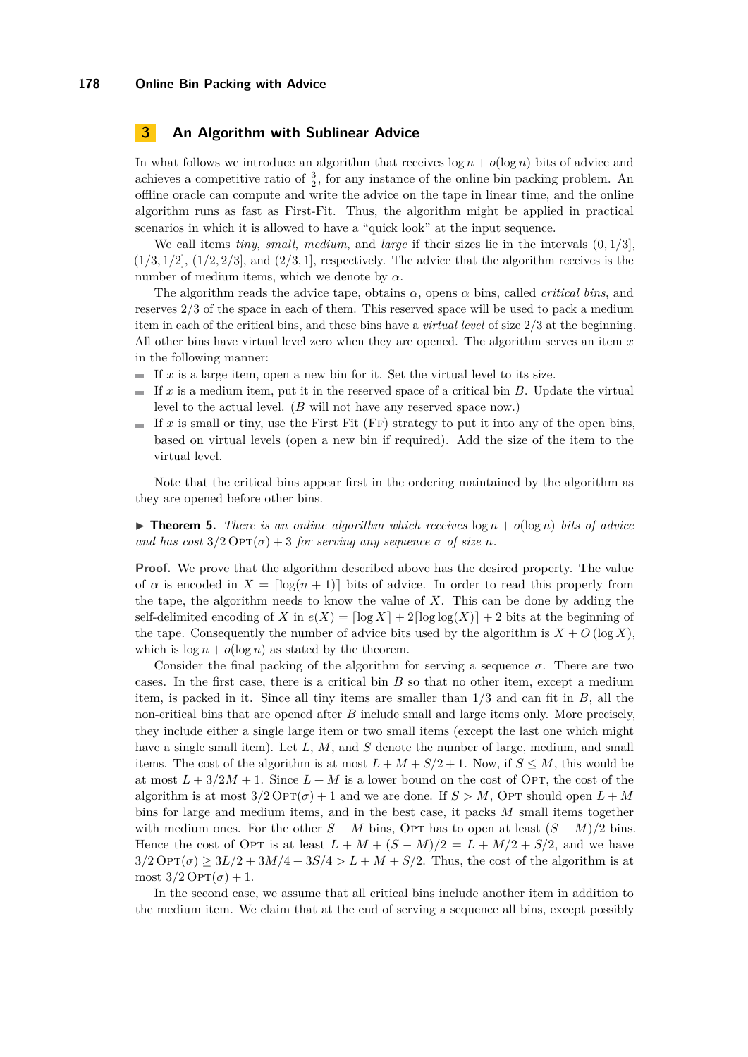## 3 An Algorithm with Sublinear Advice

In what follows we introduce an algorithm that receives $\log n + o(\log n)$ bits of advice and achieves a competitive ratio of $\frac{3}{2}$, for any instance of the online bin packing problem. An offline oracle can compute and write the advice on the tape in linear time, and the online algorithm runs as fast as First-Fit. Thus, the algorithm might be applied in practical scenarios in which it is allowed to have a "quick look" at the input sequence.

We call items *tiny*, *small*, *medium*, and *large* if their sizes lie in the intervals $(0, 1/3]$, $(1/3, 1/2]$, $(1/2, 2/3]$, and $(2/3, 1]$, respectively. The advice that the algorithm receives is the number of medium items, which we denote by $\alpha$.

The algorithm reads the advice tape, obtains $\alpha$, opens $\alpha$ bins, called *critical bins*, and reserves $2/3$ of the space in each of them. This reserved space will be used to pack a medium item in each of the critical bins, and these bins have a *virtual level* of size $2/3$ at the beginning. All other bins have virtual level zero when they are opened. The algorithm serves an item $x$ in the following manner:

- If $x$ is a large item, open a new bin for it. Set the virtual level to its size.
- If $x$ is a medium item, put it in the reserved space of a critical bin $B$. Update the virtual level to the actual level. ($B$ will not have any reserved space now.)
- If $x$ is small or tiny, use the First Fit (Ff) strategy to put it into any of the open bins, based on virtual levels (open a new bin if required). Add the size of the item to the virtual level.

Note that the critical bins appear first in the ordering maintained by the algorithm as they are opened before other bins.

▶ **Theorem 5.** *There is an online algorithm which receives $\log n + o(\log n)$ bits of advice and has cost $3/2\,\text{Opt}(\sigma) + 3$ for serving any sequence $\sigma$ of size $n$.*

**Proof.** We prove that the algorithm described above has the desired property. The value of $\alpha$ is encoded in $X = \lceil \log(n+1) \rceil$ bits of advice. In order to read this properly from the tape, the algorithm needs to know the value of $X$. This can be done by adding the self-delimited encoding of $X$ in $e(X) = \lceil \log X \rceil + 2\lceil \log\log(X) \rceil + 2$ bits at the beginning of the tape. Consequently the number of advice bits used by the algorithm is $X + O(\log X)$, which is $\log n + o(\log n)$ as stated by the theorem.

Consider the final packing of the algorithm for serving a sequence $\sigma$. There are two cases. In the first case, there is a critical bin $B$ so that no other item, except a medium item, is packed in it. Since all tiny items are smaller than $1/3$ and can fit in $B$, all the non-critical bins that are opened after $B$ include small and large items only. More precisely, they include either a single large item or two small items (except the last one which might have a single small item). Let $L$, $M$, and $S$ denote the number of large, medium, and small items. The cost of the algorithm is at most $L + M + S/2 + 1$. Now, if $S \leq M$, this would be at most $L + 3/2M + 1$. Since $L + M$ is a lower bound on the cost of Opt, the cost of the algorithm is at most $3/2\,\text{Opt}(\sigma) + 1$ and we are done. If $S > M$, Opt should open $L + M$ bins for large and medium items, and in the best case, it packs $M$ small items together with medium ones. For the other $S - M$ bins, Opt has to open at least $(S - M)/2$ bins. Hence the cost of Opt is at least $L + M + (S - M)/2 = L + M/2 + S/2$, and we have $3/2\,\text{Opt}(\sigma) \geq 3L/2 + 3M/4 + 3S/4 > L + M + S/2$. Thus, the cost of the algorithm is at most $3/2\,\text{Opt}(\sigma) + 1$.

In the second case, we assume that all critical bins include another item in addition to the medium item. We claim that at the end of serving a sequence all bins, except possibly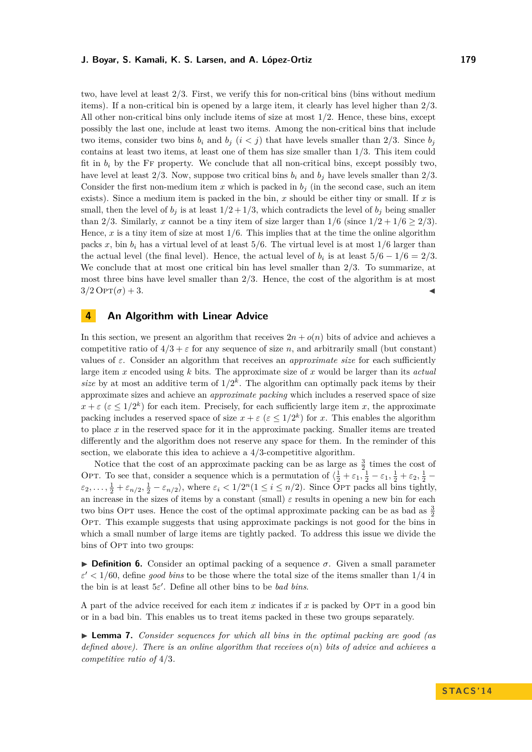two, have level at least $2/3$. First, we verify this for non-critical bins (bins without medium items). If a non-critical bin is opened by a large item, it clearly has level higher than $2/3$. All other non-critical bins only include items of size at most $1/2$. Hence, these bins, except possibly the last one, include at least two items. Among the non-critical bins that include two items, consider two bins $b_i$ and $b_j$ ($i < j$) that have levels smaller than $2/3$. Since $b_j$ contains at least two items, at least one of them has size smaller than $1/3$. This item could fit in $b_i$ by the FF property. We conclude that all non-critical bins, except possibly two, have level at least $2/3$. Now, suppose two critical bins $b_i$ and $b_j$ have levels smaller than $2/3$. Consider the first non-medium item $x$ which is packed in $b_j$ (in the second case, such an item exists). Since a medium item is packed in the bin, $x$ should be either tiny or small. If $x$ is small, then the level of $b_j$ is at least $1/2 + 1/3$, which contradicts the level of $b_j$ being smaller than $2/3$. Similarly, $x$ cannot be a tiny item of size larger than $1/6$ (since $1/2 + 1/6 \geq 2/3$). Hence, $x$ is a tiny item of size at most $1/6$. This implies that at the time the online algorithm packs $x$, bin $b_i$ has a virtual level of at least $5/6$. The virtual level is at most $1/6$ larger than the actual level (the final level). Hence, the actual level of $b_i$ is at least $5/6 - 1/6 = 2/3$. We conclude that at most one critical bin has level smaller than $2/3$. To summarize, at most three bins have level smaller than $2/3$. Hence, the cost of the algorithm is at most $3/2\,\text{OPT}(\sigma) + 3$. ◀

## 4 An Algorithm with Linear Advice

In this section, we present an algorithm that receives $2n + o(n)$ bits of advice and achieves a competitive ratio of $4/3 + \varepsilon$ for any sequence of size $n$, and arbitrarily small (but constant) values of $\varepsilon$. Consider an algorithm that receives an *approximate size* for each sufficiently large item $x$ encoded using $k$ bits. The approximate size of $x$ would be larger than its *actual size* by at most an additive term of $1/2^k$. The algorithm can optimally pack items by their approximate sizes and achieve an *approximate packing* which includes a reserved space of size $x + \varepsilon$ ($\varepsilon \leq 1/2^k$) for each item. Precisely, for each sufficiently large item $x$, the approximate packing includes a reserved space of size $x + \varepsilon$ ($\varepsilon \leq 1/2^k$) for $x$. This enables the algorithm to place $x$ in the reserved space for it in the approximate packing. Smaller items are treated differently and the algorithm does not reserve any space for them. In the reminder of this section, we elaborate this idea to achieve a $4/3$-competitive algorithm.

Notice that the cost of an approximate packing can be as large as $\frac{3}{2}$ times the cost of OPT. To see that, consider a sequence which is a permutation of $\langle \frac{1}{2} + \varepsilon_1, \frac{1}{2} - \varepsilon_1, \frac{1}{2} + \varepsilon_2, \frac{1}{2} - \varepsilon_2, \ldots, \frac{1}{2} + \varepsilon_{n/2}, \frac{1}{2} - \varepsilon_{n/2} \rangle$, where $\varepsilon_i < 1/2^n (1 \leq i \leq n/2)$. Since OPT packs all bins tightly, an increase in the sizes of items by a constant (small) $\varepsilon$ results in opening a new bin for each two bins OPT uses. Hence the cost of the optimal approximate packing can be as bad as $\frac{3}{2}$ OPT. This example suggests that using approximate packings is not good for the bins in which a small number of large items are tightly packed. To address this issue we divide the bins of OPT into two groups:

▶ **Definition 6.** Consider an optimal packing of a sequence $\sigma$. Given a small parameter $\varepsilon' < 1/60$, define *good bins* to be those where the total size of the items smaller than $1/4$ in the bin is at least $5\varepsilon'$. Define all other bins to be *bad bins*.

A part of the advice received for each item $x$ indicates if $x$ is packed by OPT in a good bin or in a bad bin. This enables us to treat items packed in these two groups separately.

▶ **Lemma 7.** *Consider sequences for which all bins in the optimal packing are good (as defined above). There is an online algorithm that receives $o(n)$ bits of advice and achieves a competitive ratio of $4/3$.*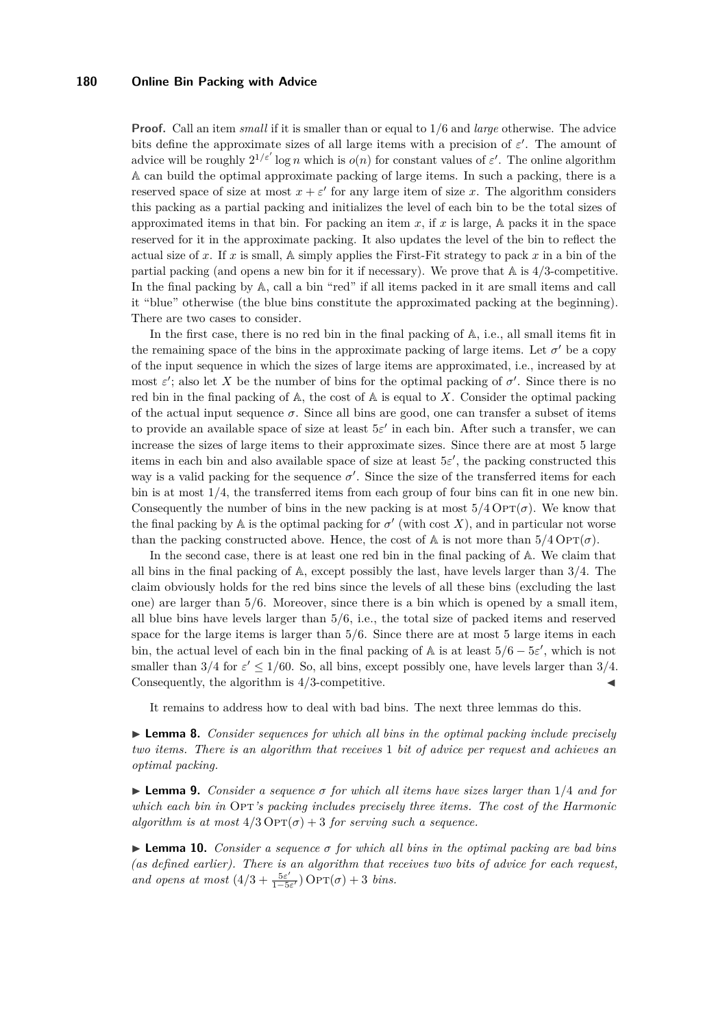**Proof.** Call an item *small* if it is smaller than or equal to $1/6$ and *large* otherwise. The advice bits define the approximate sizes of all large items with a precision of $\varepsilon'$. The amount of advice will be roughly $2^{1/\varepsilon'} \log n$ which is $o(n)$ for constant values of $\varepsilon'$. The online algorithm $\mathbb{A}$ can build the optimal approximate packing of large items. In such a packing, there is a reserved space of size at most $x + \varepsilon'$ for any large item of size $x$. The algorithm considers this packing as a partial packing and initializes the level of each bin to be the total sizes of approximated items in that bin. For packing an item $x$, if $x$ is large, $\mathbb{A}$ packs it in the space reserved for it in the approximate packing. It also updates the level of the bin to reflect the actual size of $x$. If $x$ is small, $\mathbb{A}$ simply applies the First-Fit strategy to pack $x$ in a bin of the partial packing (and opens a new bin for it if necessary). We prove that $\mathbb{A}$ is $4/3$-competitive. In the final packing by $\mathbb{A}$, call a bin "red" if all items packed in it are small items and call it "blue" otherwise (the blue bins constitute the approximated packing at the beginning). There are two cases to consider.

In the first case, there is no red bin in the final packing of $\mathbb{A}$, i.e., all small items fit in the remaining space of the bins in the approximate packing of large items. Let $\sigma'$ be a copy of the input sequence in which the sizes of large items are approximated, i.e., increased by at most $\varepsilon'$; also let $X$ be the number of bins for the optimal packing of $\sigma'$. Since there is no red bin in the final packing of $\mathbb{A}$, the cost of $\mathbb{A}$ is equal to $X$. Consider the optimal packing of the actual input sequence $\sigma$. Since all bins are good, one can transfer a subset of items to provide an available space of size at least $5\varepsilon'$ in each bin. After such a transfer, we can increase the sizes of large items to their approximate sizes. Since there are at most 5 large items in each bin and also available space of size at least $5\varepsilon'$, the packing constructed this way is a valid packing for the sequence $\sigma'$. Since the size of the transferred items for each bin is at most $1/4$, the transferred items from each group of four bins can fit in one new bin. Consequently the number of bins in the new packing is at most $5/4\,\textsc{Opt}(\sigma)$. We know that the final packing by $\mathbb{A}$ is the optimal packing for $\sigma'$ (with cost $X$), and in particular not worse than the packing constructed above. Hence, the cost of $\mathbb{A}$ is not more than $5/4\,\textsc{Opt}(\sigma)$.

In the second case, there is at least one red bin in the final packing of $\mathbb{A}$. We claim that all bins in the final packing of $\mathbb{A}$, except possibly the last, have levels larger than $3/4$. The claim obviously holds for the red bins since the levels of all these bins (excluding the last one) are larger than $5/6$. Moreover, since there is a bin which is opened by a small item, all blue bins have levels larger than $5/6$, i.e., the total size of packed items and reserved space for the large items is larger than $5/6$. Since there are at most 5 large items in each bin, the actual level of each bin in the final packing of $\mathbb{A}$ is at least $5/6 - 5\varepsilon'$, which is not smaller than $3/4$ for $\varepsilon' \leq 1/60$. So, all bins, except possibly one, have levels larger than $3/4$. Consequently, the algorithm is $4/3$-competitive. ◀

It remains to address how to deal with bad bins. The next three lemmas do this.

► **Lemma 8.** *Consider sequences for which all bins in the optimal packing include precisely two items. There is an algorithm that receives* 1 *bit of advice per request and achieves an optimal packing.*

► **Lemma 9.** *Consider a sequence $\sigma$ for which all items have sizes larger than $1/4$ and for which each bin in* $\textsc{Opt}$*'s packing includes precisely three items. The cost of the Harmonic algorithm is at most $4/3\,\textsc{Opt}(\sigma) + 3$ for serving such a sequence.*

► **Lemma 10.** *Consider a sequence $\sigma$ for which all bins in the optimal packing are bad bins (as defined earlier). There is an algorithm that receives two bits of advice for each request, and opens at most $(4/3 + \frac{5\varepsilon'}{1-5\varepsilon'})\,\textsc{Opt}(\sigma) + 3$ bins.*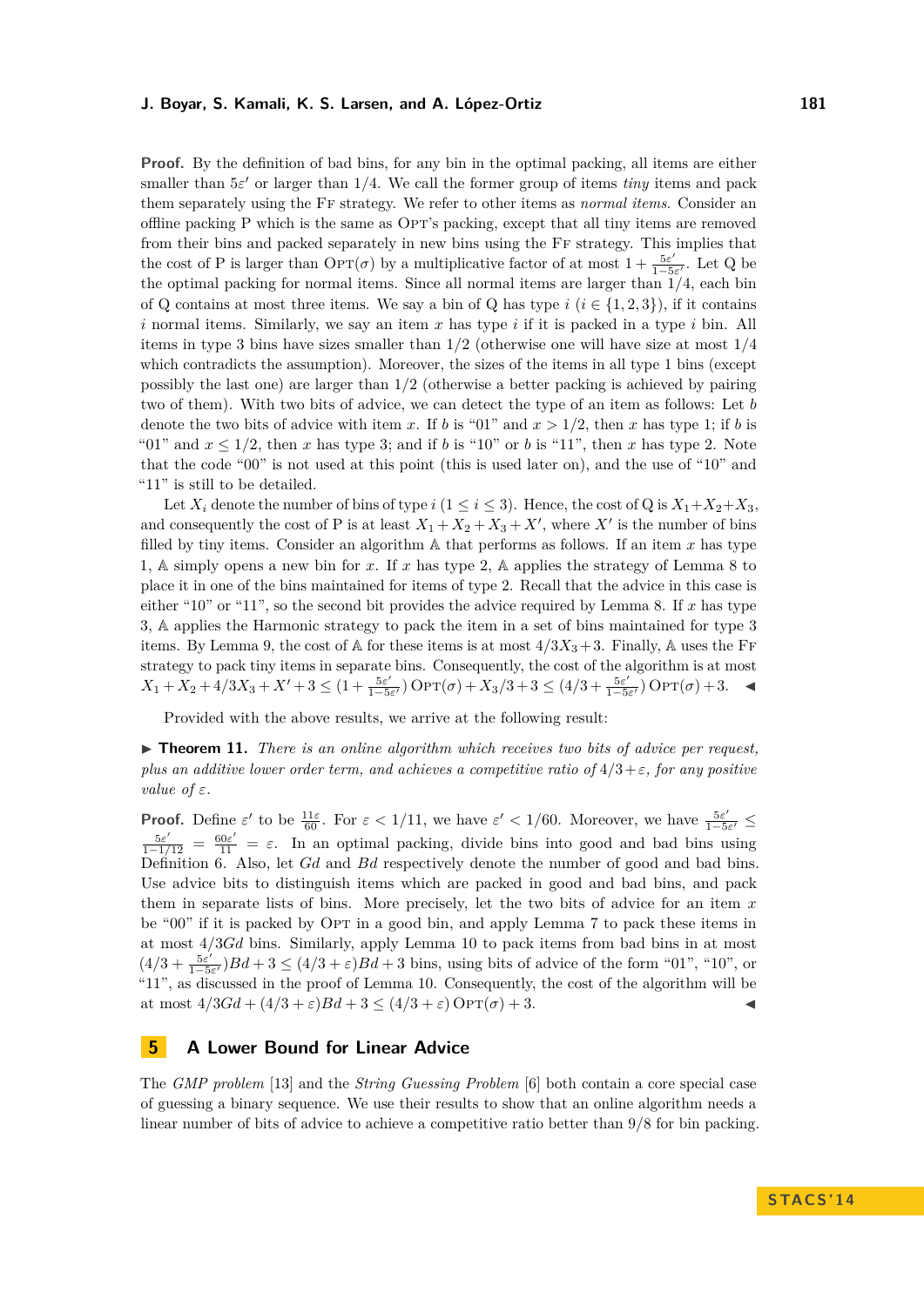**Proof.** By the definition of bad bins, for any bin in the optimal packing, all items are either smaller than $5\varepsilon'$ or larger than $1/4$. We call the former group of items *tiny* items and pack them separately using the FF strategy. We refer to other items as *normal items*. Consider an offline packing P which is the same as OPT's packing, except that all tiny items are removed from their bins and packed separately in new bins using the FF strategy. This implies that the cost of P is larger than $\text{OPT}(\sigma)$ by a multiplicative factor of at most $1 + \frac{5\varepsilon'}{1-5\varepsilon'}$. Let Q be the optimal packing for normal items. Since all normal items are larger than $1/4$, each bin of Q contains at most three items. We say a bin of Q has type $i$ ($i \in \{1,2,3\}$), if it contains $i$ normal items. Similarly, we say an item $x$ has type $i$ if it is packed in a type $i$ bin. All items in type 3 bins have sizes smaller than $1/2$ (otherwise one will have size at most $1/4$ which contradicts the assumption). Moreover, the sizes of the items in all type 1 bins (except possibly the last one) are larger than $1/2$ (otherwise a better packing is achieved by pairing two of them). With two bits of advice, we can detect the type of an item as follows: Let $b$ denote the two bits of advice with item $x$. If $b$ is "01" and $x > 1/2$, then $x$ has type 1; if $b$ is "01" and $x \leq 1/2$, then $x$ has type 3; and if $b$ is "10" or $b$ is "11", then $x$ has type 2. Note that the code "00" is not used at this point (this is used later on), and the use of "10" and "11" is still to be detailed.

Let $X_i$ denote the number of bins of type $i$ ($1 \leq i \leq 3$). Hence, the cost of Q is $X_1+X_2+X_3$, and consequently the cost of P is at least $X_1 + X_2 + X_3 + X'$, where $X'$ is the number of bins filled by tiny items. Consider an algorithm $\mathbb{A}$ that performs as follows. If an item $x$ has type 1, $\mathbb{A}$ simply opens a new bin for $x$. If $x$ has type 2, $\mathbb{A}$ applies the strategy of Lemma 8 to place it in one of the bins maintained for items of type 2. Recall that the advice in this case is either "10" or "11", so the second bit provides the advice required by Lemma 8. If $x$ has type 3, $\mathbb{A}$ applies the Harmonic strategy to pack the item in a set of bins maintained for type 3 items. By Lemma 9, the cost of $\mathbb{A}$ for these items is at most $4/3X_3+3$. Finally, $\mathbb{A}$ uses the FF strategy to pack tiny items in separate bins. Consequently, the cost of the algorithm is at most $X_1+X_2+4/3X_3+X'+3 \leq (1+\frac{5\varepsilon'}{1-5\varepsilon'})\,\text{OPT}(\sigma)+X_3/3+3 \leq (4/3+\frac{5\varepsilon'}{1-5\varepsilon'})\,\text{OPT}(\sigma)+3.$ ◀

Provided with the above results, we arrive at the following result:

▶ **Theorem 11.** *There is an online algorithm which receives two bits of advice per request, plus an additive lower order term, and achieves a competitive ratio of $4/3+\varepsilon$, for any positive value of $\varepsilon$.*

**Proof.** Define $\varepsilon'$ to be $\frac{11\varepsilon}{60}$. For $\varepsilon < 1/11$, we have $\varepsilon' < 1/60$. Moreover, we have $\frac{5\varepsilon'}{1-5\varepsilon'} \leq \frac{5\varepsilon'}{1-1/12} = \frac{60\varepsilon'}{11} = \varepsilon$. In an optimal packing, divide bins into good and bad bins using Definition 6. Also, let $Gd$ and $Bd$ respectively denote the number of good and bad bins. Use advice bits to distinguish items which are packed in good and bad bins, and pack them in separate lists of bins. More precisely, let the two bits of advice for an item $x$ be "00" if it is packed by OPT in a good bin, and apply Lemma 7 to pack these items in at most $4/3Gd$ bins. Similarly, apply Lemma 10 to pack items from bad bins in at most $(4/3+\frac{5\varepsilon'}{1-5\varepsilon'})Bd+3 \leq (4/3+\varepsilon)Bd+3$ bins, using bits of advice of the form "01", "10", or "11", as discussed in the proof of Lemma 10. Consequently, the cost of the algorithm will be at most $4/3Gd+(4/3+\varepsilon)Bd+3 \leq (4/3+\varepsilon)\,\text{OPT}(\sigma)+3$. ◀

## 5 A Lower Bound for Linear Advice

The *GMP problem* [13] and the *String Guessing Problem* [6] both contain a core special case of guessing a binary sequence. We use their results to show that an online algorithm needs a linear number of bits of advice to achieve a competitive ratio better than 9/8 for bin packing.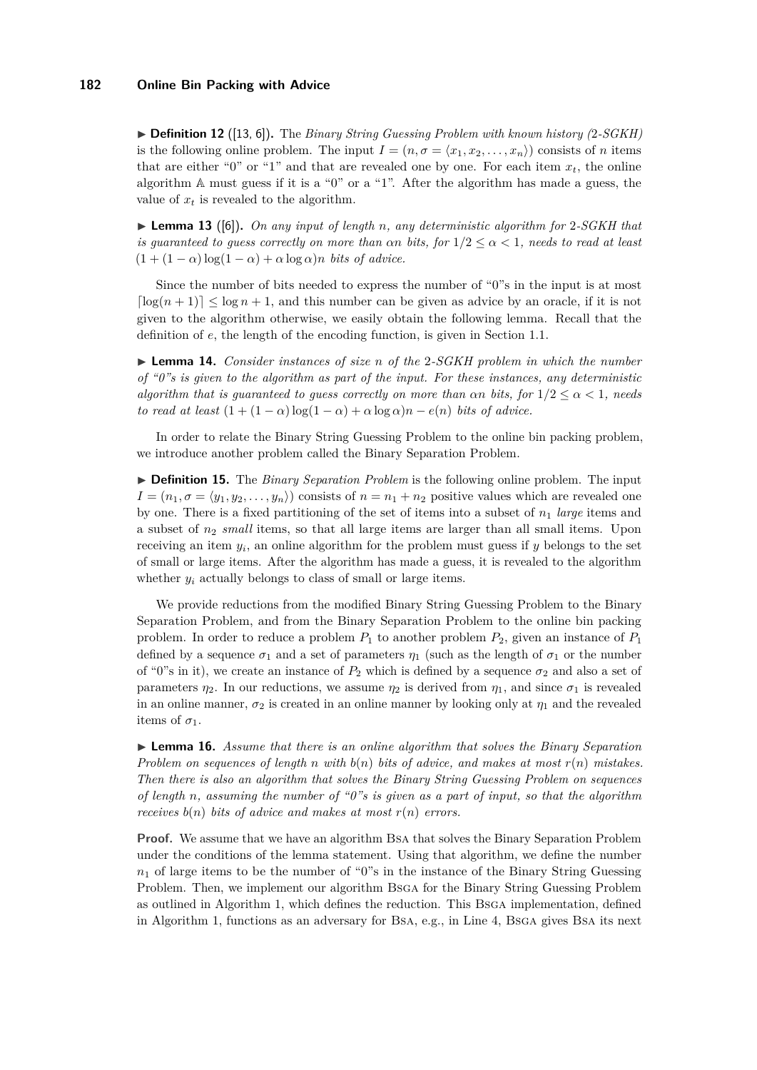▶ **Definition 12** ([13, 6])**.** The *Binary String Guessing Problem with known history (2-SGKH)* is the following online problem. The input $I = (n, \sigma = \langle x_1, x_2, \ldots, x_n \rangle)$ consists of $n$ items that are either "0" or "1" and that are revealed one by one. For each item $x_t$, the online algorithm $\mathbb{A}$ must guess if it is a "0" or a "1". After the algorithm has made a guess, the value of $x_t$ is revealed to the algorithm.

▶ **Lemma 13** ([6])**.** *On any input of length $n$, any deterministic algorithm for 2-SGKH that is guaranteed to guess correctly on more than $\alpha n$ bits, for $1/2 \leq \alpha < 1$, needs to read at least $(1 + (1-\alpha)\log(1-\alpha) + \alpha \log \alpha)n$ bits of advice.*

Since the number of bits needed to express the number of "0"s in the input is at most $\lceil \log(n+1) \rceil \leq \log n + 1$, and this number can be given as advice by an oracle, if it is not given to the algorithm otherwise, we easily obtain the following lemma. Recall that the definition of $e$, the length of the encoding function, is given in Section 1.1.

▶ **Lemma 14.** *Consider instances of size $n$ of the 2-SGKH problem in which the number of "0"s is given to the algorithm as part of the input. For these instances, any deterministic algorithm that is guaranteed to guess correctly on more than $\alpha n$ bits, for $1/2 \leq \alpha < 1$, needs to read at least $(1 + (1-\alpha)\log(1-\alpha) + \alpha \log \alpha)n - e(n)$ bits of advice.*

In order to relate the Binary String Guessing Problem to the online bin packing problem, we introduce another problem called the Binary Separation Problem.

▶ **Definition 15.** The *Binary Separation Problem* is the following online problem. The input $I = (n_1, \sigma = \langle y_1, y_2, \ldots, y_n \rangle)$ consists of $n = n_1 + n_2$ positive values which are revealed one by one. There is a fixed partitioning of the set of items into a subset of $n_1$ *large* items and a subset of $n_2$ *small* items, so that all large items are larger than all small items. Upon receiving an item $y_i$, an online algorithm for the problem must guess if $y$ belongs to the set of small or large items. After the algorithm has made a guess, it is revealed to the algorithm whether $y_i$ actually belongs to class of small or large items.

We provide reductions from the modified Binary String Guessing Problem to the Binary Separation Problem, and from the Binary Separation Problem to the online bin packing problem. In order to reduce a problem $P_1$ to another problem $P_2$, given an instance of $P_1$ defined by a sequence $\sigma_1$ and a set of parameters $\eta_1$ (such as the length of $\sigma_1$ or the number of "0"s in it), we create an instance of $P_2$ which is defined by a sequence $\sigma_2$ and also a set of parameters $\eta_2$. In our reductions, we assume $\eta_2$ is derived from $\eta_1$, and since $\sigma_1$ is revealed in an online manner, $\sigma_2$ is created in an online manner by looking only at $\eta_1$ and the revealed items of $\sigma_1$.

▶ **Lemma 16.** *Assume that there is an online algorithm that solves the Binary Separation Problem on sequences of length $n$ with $b(n)$ bits of advice, and makes at most $r(n)$ mistakes. Then there is also an algorithm that solves the Binary String Guessing Problem on sequences of length $n$, assuming the number of "0"s is given as a part of input, so that the algorithm receives $b(n)$ bits of advice and makes at most $r(n)$ errors.*

**Proof.** We assume that we have an algorithm Bsa that solves the Binary Separation Problem under the conditions of the lemma statement. Using that algorithm, we define the number $n_1$ of large items to be the number of "0"s in the instance of the Binary String Guessing Problem. Then, we implement our algorithm Bsga for the Binary String Guessing Problem as outlined in Algorithm 1, which defines the reduction. This Bsga implementation, defined in Algorithm 1, functions as an adversary for Bsa, e.g., in Line 4, Bsga gives Bsa its next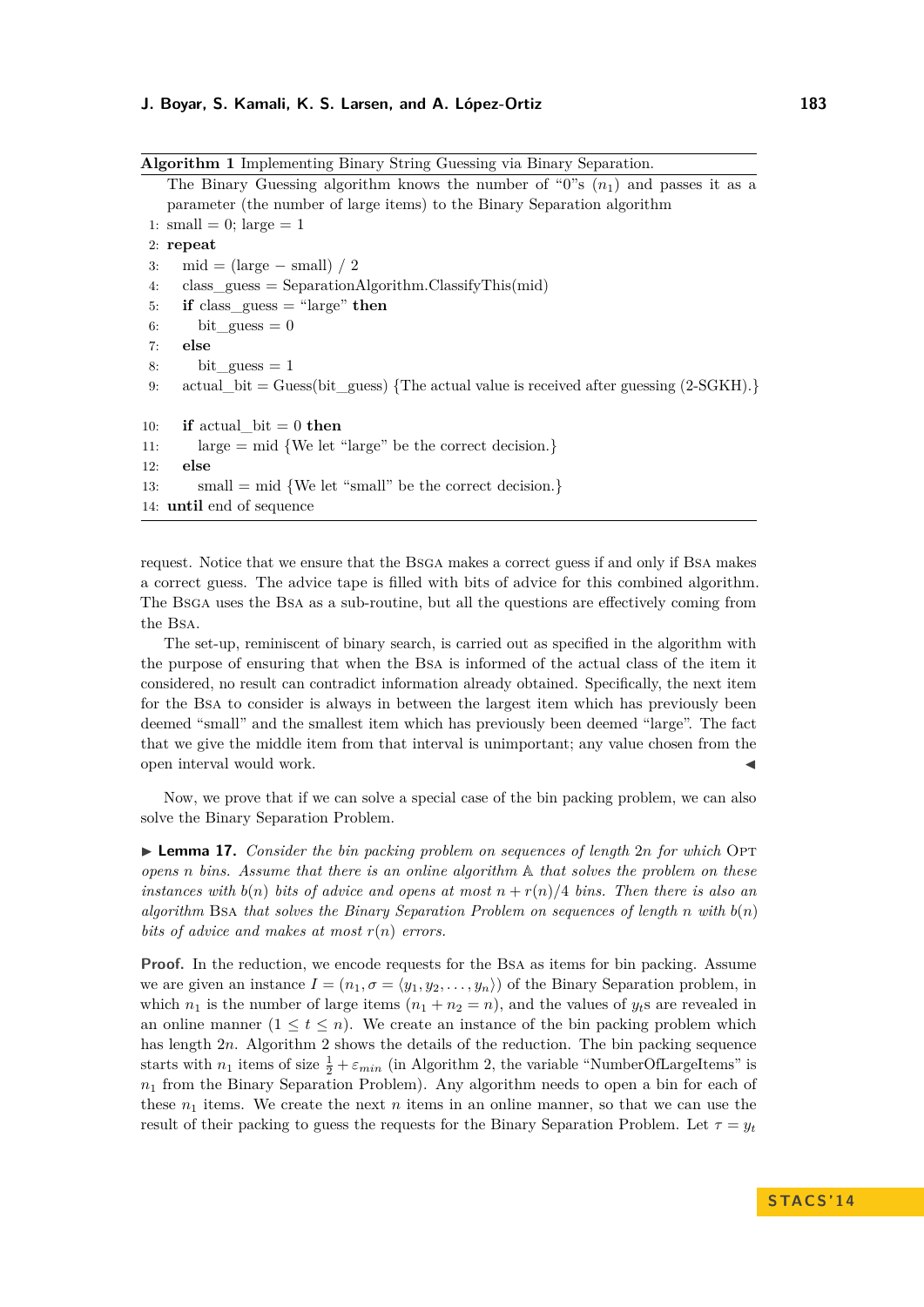**Algorithm 1** Implementing Binary String Guessing via Binary Separation.

The Binary Guessing algorithm knows the number of "0"s ($n_1$) and passes it as a parameter (the number of large items) to the Binary Separation algorithm

```
1: small = 0; large = 1
2: repeat
3:   mid = (large − small) / 2
4:   class_guess = SeparationAlgorithm.ClassifyThis(mid)
5:   if class_guess = "large" then
6:     bit_guess = 0
7:   else
8:     bit_guess = 1
9:   actual_bit = Guess(bit_guess) {The actual value is received after guessing (2-SGKH).}

10:  if actual_bit = 0 then
11:    large = mid {We let "large" be the correct decision.}
12:  else
13:    small = mid {We let "small" be the correct decision.}
14: until end of sequence
```

request. Notice that we ensure that the BSGA makes a correct guess if and only if BSA makes a correct guess. The advice tape is filled with bits of advice for this combined algorithm. The BSGA uses the BSA as a sub-routine, but all the questions are effectively coming from the BSA.

The set-up, reminiscent of binary search, is carried out as specified in the algorithm with the purpose of ensuring that when the BSA is informed of the actual class of the item it considered, no result can contradict information already obtained. Specifically, the next item for the BSA to consider is always in between the largest item which has previously been deemed "small" and the smallest item which has previously been deemed "large". The fact that we give the middle item from that interval is unimportant; any value chosen from the open interval would work. ◀

Now, we prove that if we can solve a special case of the bin packing problem, we can also solve the Binary Separation Problem.

▶ **Lemma 17.** *Consider the bin packing problem on sequences of length $2n$ for which* OPT *opens $n$ bins. Assume that there is an online algorithm $\mathbb{A}$ that solves the problem on these instances with $b(n)$ bits of advice and opens at most $n + r(n)/4$ bins. Then there is also an algorithm* BSA *that solves the Binary Separation Problem on sequences of length $n$ with $b(n)$ bits of advice and makes at most $r(n)$ errors.*

**Proof.** In the reduction, we encode requests for the BSA as items for bin packing. Assume we are given an instance $I = (n_1, \sigma = \langle y_1, y_2, \ldots, y_n \rangle)$ of the Binary Separation problem, in which $n_1$ is the number of large items ($n_1 + n_2 = n$), and the values of $y_t$s are revealed in an online manner ($1 \leq t \leq n$). We create an instance of the bin packing problem which has length $2n$. Algorithm 2 shows the details of the reduction. The bin packing sequence starts with $n_1$ items of size $\frac{1}{2} + \varepsilon_{min}$ (in Algorithm 2, the variable "NumberOfLargeItems" is $n_1$ from the Binary Separation Problem). Any algorithm needs to open a bin for each of these $n_1$ items. We create the next $n$ items in an online manner, so that we can use the result of their packing to guess the requests for the Binary Separation Problem. Let $\tau = y_t$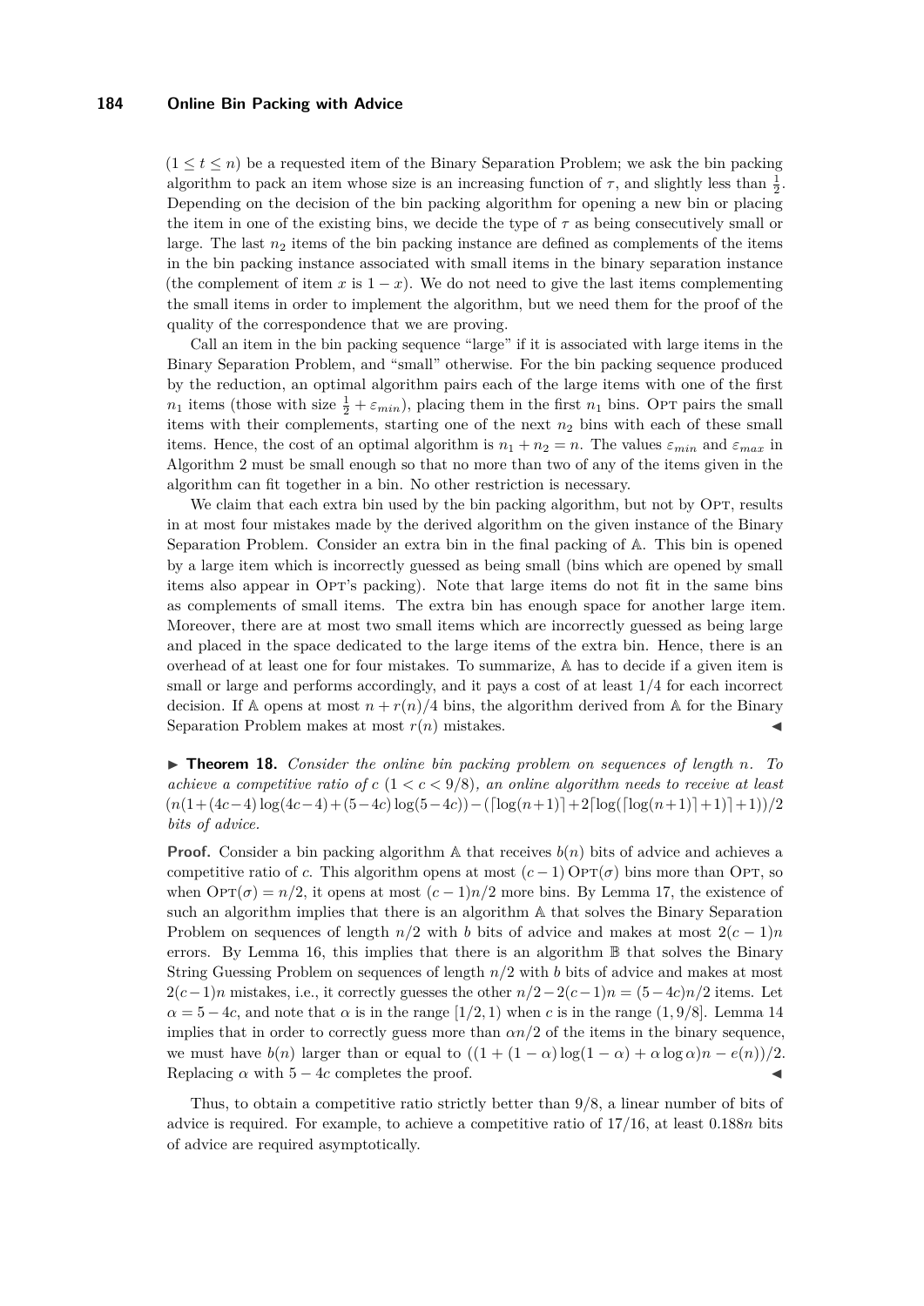($1 \leq t \leq n$) be a requested item of the Binary Separation Problem; we ask the bin packing algorithm to pack an item whose size is an increasing function of $\tau$, and slightly less than $\frac{1}{2}$. Depending on the decision of the bin packing algorithm for opening a new bin or placing the item in one of the existing bins, we decide the type of $\tau$ as being consecutively small or large. The last $n_2$ items of the bin packing instance are defined as complements of the items in the bin packing instance associated with small items in the binary separation instance (the complement of item $x$ is $1-x$). We do not need to give the last items complementing the small items in order to implement the algorithm, but we need them for the proof of the quality of the correspondence that we are proving.

Call an item in the bin packing sequence "large" if it is associated with large items in the Binary Separation Problem, and "small" otherwise. For the bin packing sequence produced by the reduction, an optimal algorithm pairs each of the large items with one of the first $n_1$ items (those with size $\frac{1}{2} + \varepsilon_{min}$), placing them in the first $n_1$ bins. Opt pairs the small items with their complements, starting one of the next $n_2$ bins with each of these small items. Hence, the cost of an optimal algorithm is $n_1 + n_2 = n$. The values $\varepsilon_{min}$ and $\varepsilon_{max}$ in Algorithm 2 must be small enough so that no more than two of any of the items given in the algorithm can fit together in a bin. No other restriction is necessary.

We claim that each extra bin used by the bin packing algorithm, but not by Opt, results in at most four mistakes made by the derived algorithm on the given instance of the Binary Separation Problem. Consider an extra bin in the final packing of $\mathbb{A}$. This bin is opened by a large item which is incorrectly guessed as being small (bins which are opened by small items also appear in Opt's packing). Note that large items do not fit in the same bins as complements of small items. The extra bin has enough space for another large item. Moreover, there are at most two small items which are incorrectly guessed as being large and placed in the space dedicated to the large items of the extra bin. Hence, there is an overhead of at least one for four mistakes. To summarize, $\mathbb{A}$ has to decide if a given item is small or large and performs accordingly, and it pays a cost of at least $1/4$ for each incorrect decision. If $\mathbb{A}$ opens at most $n + r(n)/4$ bins, the algorithm derived from $\mathbb{A}$ for the Binary Separation Problem makes at most $r(n)$ mistakes. ◀

**Theorem 18.** *Consider the online bin packing problem on sequences of length $n$. To achieve a competitive ratio of $c$ ($1 < c < 9/8$), an online algorithm needs to receive at least $(n(1+(4c-4)\log(4c-4)+(5-4c)\log(5-4c)) - (\lceil \log(n+1) \rceil + 2\lceil \log(\lceil \log(n+1) \rceil + 1) \rceil + 1))/2$ bits of advice.*

**Proof.** Consider a bin packing algorithm $\mathbb{A}$ that receives $b(n)$ bits of advice and achieves a competitive ratio of $c$. This algorithm opens at most $(c-1)\,\text{Opt}(\sigma)$ bins more than Opt, so when $\text{Opt}(\sigma) = n/2$, it opens at most $(c-1)n/2$ more bins. By Lemma 17, the existence of such an algorithm implies that there is an algorithm $\mathbb{A}$ that solves the Binary Separation Problem on sequences of length $n/2$ with $b$ bits of advice and makes at most $2(c-1)n$ errors. By Lemma 16, this implies that there is an algorithm $\mathbb{B}$ that solves the Binary String Guessing Problem on sequences of length $n/2$ with $b$ bits of advice and makes at most $2(c-1)n$ mistakes, i.e., it correctly guesses the other $n/2 - 2(c-1)n = (5-4c)n/2$ items. Let $\alpha = 5 - 4c$, and note that $\alpha$ is in the range $[1/2, 1)$ when $c$ is in the range $(1, 9/8]$. Lemma 14 implies that in order to correctly guess more than $\alpha n/2$ of the items in the binary sequence, we must have $b(n)$ larger than or equal to $((1 + (1-\alpha)\log(1-\alpha) + \alpha \log \alpha)n - e(n))/2$. Replacing $\alpha$ with $5 - 4c$ completes the proof. ◀

Thus, to obtain a competitive ratio strictly better than $9/8$, a linear number of bits of advice is required. For example, to achieve a competitive ratio of $17/16$, at least $0.188n$ bits of advice are required asymptotically.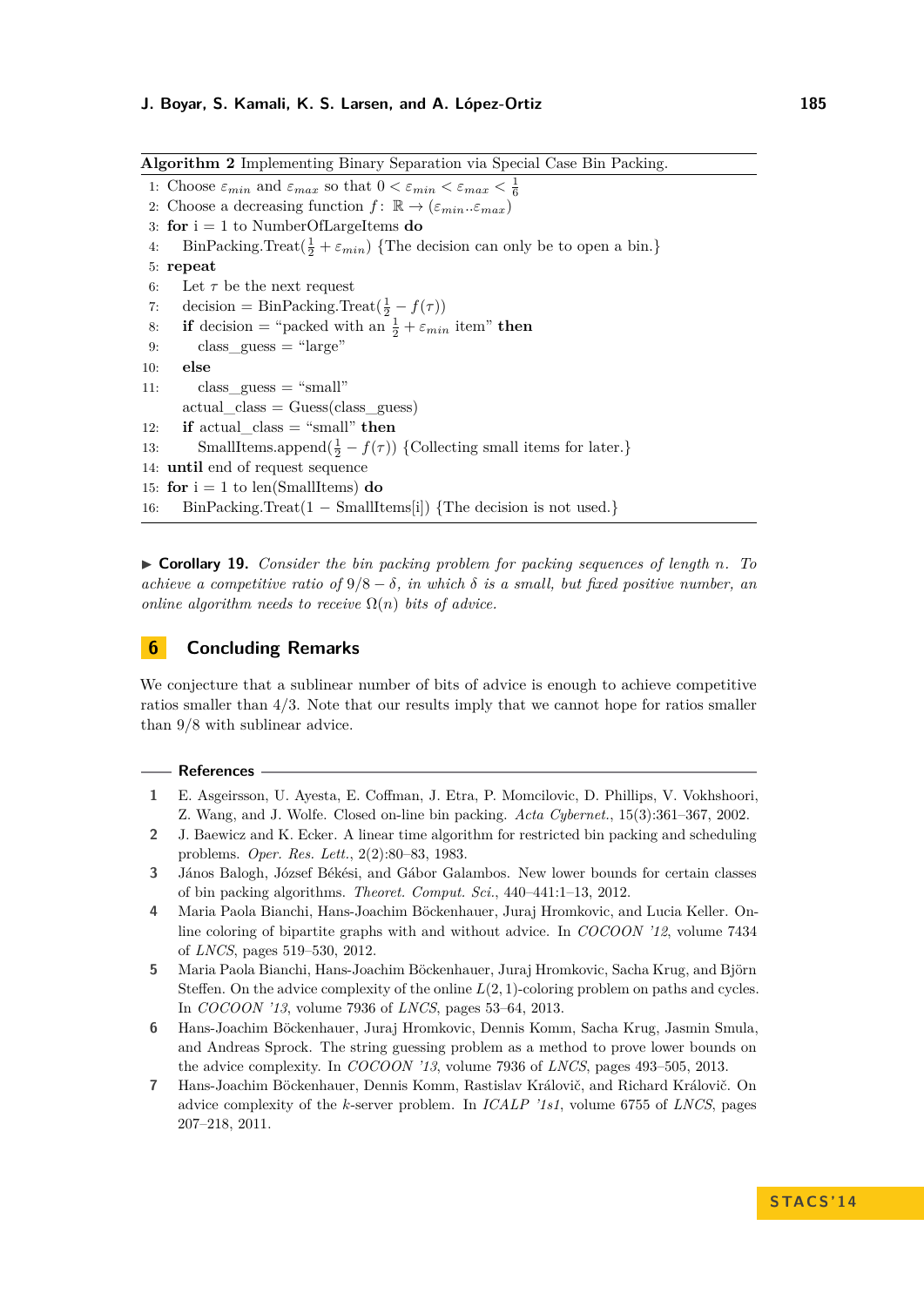**Algorithm 2** Implementing Binary Separation via Special Case Bin Packing.

```
1:  Choose ε_min and ε_max so that 0 < ε_min < ε_max < 1/6
2:  Choose a decreasing function f: ℝ → (ε_min..ε_max)
3:  for i = 1 to NumberOfLargeItems do
4:      BinPacking.Treat(1/2 + ε_min) {The decision can only be to open a bin.}
5:  repeat
6:      Let τ be the next request
7:      decision = BinPacking.Treat(1/2 − f(τ))
8:      if decision = "packed with an 1/2 + ε_min item" then
9:          class_guess = "large"
10:     else
11:         class_guess = "small"
        actual_class = Guess(class_guess)
12:     if actual_class = "small" then
13:         SmallItems.append(1/2 − f(τ)) {Collecting small items for later.}
14: until end of request sequence
15: for i = 1 to len(SmallItems) do
16:     BinPacking.Treat(1 − SmallItems[i]) {The decision is not used.}
```

▶ **Corollary 19.** *Consider the bin packing problem for packing sequences of length $n$. To achieve a competitive ratio of $9/8 - \delta$, in which $\delta$ is a small, but fixed positive number, an online algorithm needs to receive $\Omega(n)$ bits of advice.*

## 6 Concluding Remarks

We conjecture that a sublinear number of bits of advice is enough to achieve competitive ratios smaller than 4/3. Note that our results imply that we cannot hope for ratios smaller than 9/8 with sublinear advice.

### References

1. E. Asgeirsson, U. Ayesta, E. Coffman, J. Etra, P. Momcilovic, D. Phillips, V. Vokhshoori, Z. Wang, and J. Wolfe. Closed on-line bin packing. *Acta Cybernet.*, 15(3):361–367, 2002.
2. J. Baewicz and K. Ecker. A linear time algorithm for restricted bin packing and scheduling problems. *Oper. Res. Lett.*, 2(2):80–83, 1983.
3. János Balogh, József Békési, and Gábor Galambos. New lower bounds for certain classes of bin packing algorithms. *Theoret. Comput. Sci.*, 440–441:1–13, 2012.
4. Maria Paola Bianchi, Hans-Joachim Böckenhauer, Juraj Hromkovic, and Lucia Keller. Online coloring of bipartite graphs with and without advice. In *COCOON '12*, volume 7434 of *LNCS*, pages 519–530, 2012.
5. Maria Paola Bianchi, Hans-Joachim Böckenhauer, Juraj Hromkovic, Sacha Krug, and Björn Steffen. On the advice complexity of the online $L(2,1)$-coloring problem on paths and cycles. In *COCOON '13*, volume 7936 of *LNCS*, pages 53–64, 2013.
6. Hans-Joachim Böckenhauer, Juraj Hromkovic, Dennis Komm, Sacha Krug, Jasmin Smula, and Andreas Sprock. The string guessing problem as a method to prove lower bounds on the advice complexity. In *COCOON '13*, volume 7936 of *LNCS*, pages 493–505, 2013.
7. Hans-Joachim Böckenhauer, Dennis Komm, Rastislav Královič, and Richard Královič. On advice complexity of the $k$-server problem. In *ICALP '1s1*, volume 6755 of *LNCS*, pages 207–218, 2011.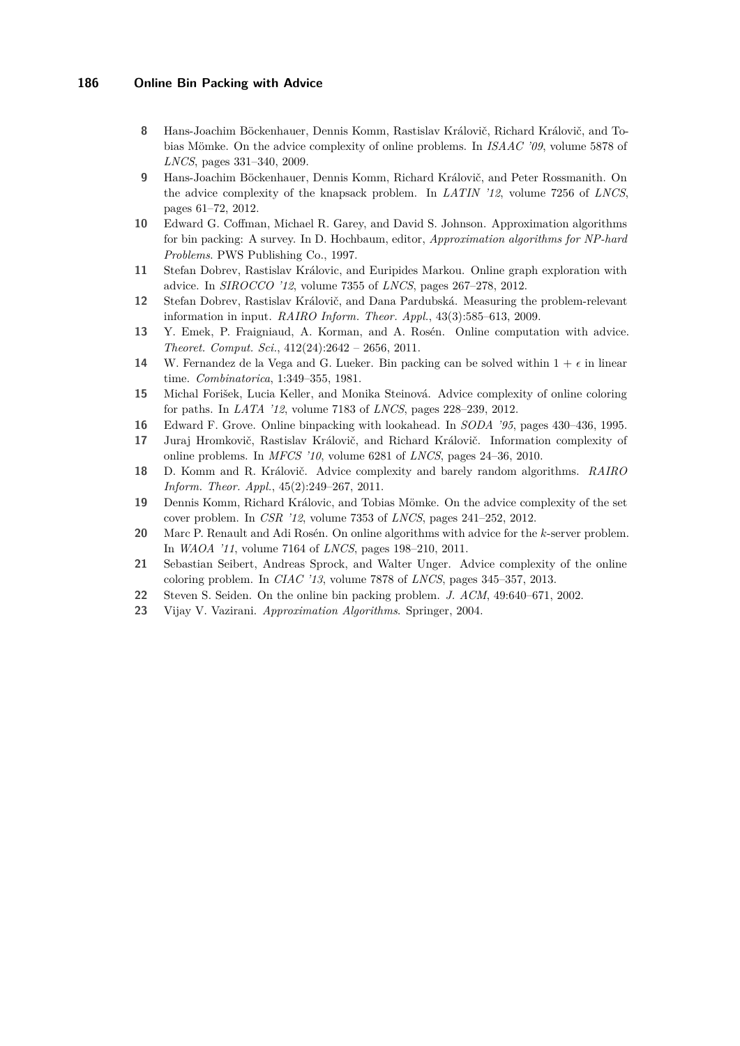8 Hans-Joachim Böckenhauer, Dennis Komm, Rastislav Královič, Richard Královič, and Tobias Mömke. On the advice complexity of online problems. In *ISAAC '09*, volume 5878 of *LNCS*, pages 331–340, 2009.

9 Hans-Joachim Böckenhauer, Dennis Komm, Richard Královič, and Peter Rossmanith. On the advice complexity of the knapsack problem. In *LATIN '12*, volume 7256 of *LNCS*, pages 61–72, 2012.

10 Edward G. Coffman, Michael R. Garey, and David S. Johnson. Approximation algorithms for bin packing: A survey. In D. Hochbaum, editor, *Approximation algorithms for NP-hard Problems*. PWS Publishing Co., 1997.

11 Stefan Dobrev, Rastislav Královic, and Euripides Markou. Online graph exploration with advice. In *SIROCCO '12*, volume 7355 of *LNCS*, pages 267–278, 2012.

12 Stefan Dobrev, Rastislav Královič, and Dana Pardubská. Measuring the problem-relevant information in input. *RAIRO Inform. Theor. Appl.*, 43(3):585–613, 2009.

13 Y. Emek, P. Fraigniaud, A. Korman, and A. Rosén. Online computation with advice. *Theoret. Comput. Sci.*, 412(24):2642 – 2656, 2011.

14 W. Fernandez de la Vega and G. Lueker. Bin packing can be solved within $1 + \epsilon$ in linear time. *Combinatorica*, 1:349–355, 1981.

15 Michal Forišek, Lucia Keller, and Monika Steinová. Advice complexity of online coloring for paths. In *LATA '12*, volume 7183 of *LNCS*, pages 228–239, 2012.

16 Edward F. Grove. Online binpacking with lookahead. In *SODA '95*, pages 430–436, 1995.

17 Juraj Hromkovič, Rastislav Královič, and Richard Královič. Information complexity of online problems. In *MFCS '10*, volume 6281 of *LNCS*, pages 24–36, 2010.

18 D. Komm and R. Královič. Advice complexity and barely random algorithms. *RAIRO Inform. Theor. Appl.*, 45(2):249–267, 2011.

19 Dennis Komm, Richard Královic, and Tobias Mömke. On the advice complexity of the set cover problem. In *CSR '12*, volume 7353 of *LNCS*, pages 241–252, 2012.

20 Marc P. Renault and Adi Rosén. On online algorithms with advice for the *k*-server problem. In *WAOA '11*, volume 7164 of *LNCS*, pages 198–210, 2011.

21 Sebastian Seibert, Andreas Sprock, and Walter Unger. Advice complexity of the online coloring problem. In *CIAC '13*, volume 7878 of *LNCS*, pages 345–357, 2013.

22 Steven S. Seiden. On the online bin packing problem. *J. ACM*, 49:640–671, 2002.

23 Vijay V. Vazirani. *Approximation Algorithms*. Springer, 2004.